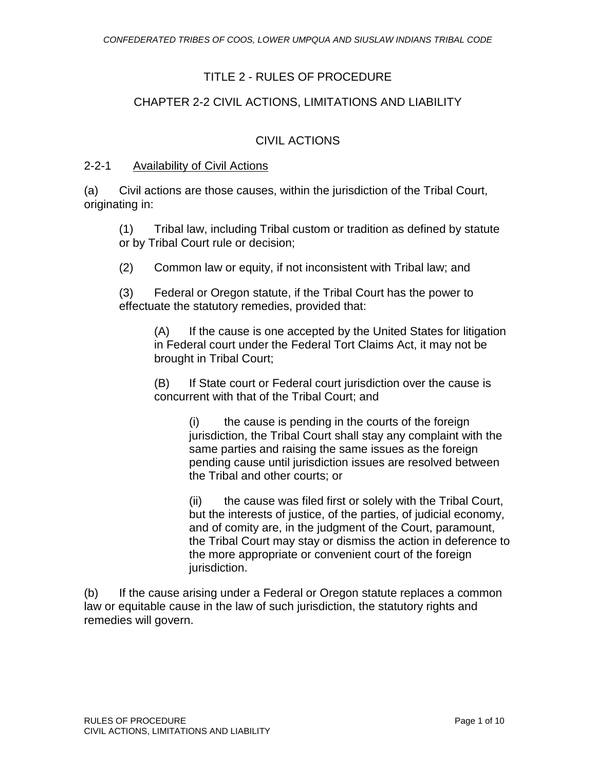# TITLE 2 - RULES OF PROCEDURE

## CHAPTER 2-2 CIVIL ACTIONS, LIMITATIONS AND LIABILITY

### CIVIL ACTIONS

2-2-1 Availability of Civil Actions

(a) Civil actions are those causes, within the jurisdiction of the Tribal Court, originating in:

> (1) Tribal law, including Tribal custom or tradition as defined by statute or by Tribal Court rule or decision;
>
> (2) Common law or equity, if not inconsistent with Tribal law; and
>
> (3) Federal or Oregon statute, if the Tribal Court has the power to effectuate the statutory remedies, provided that:
>
> > (A) If the cause is one accepted by the United States for litigation in Federal court under the Federal Tort Claims Act, it may not be brought in Tribal Court;
> >
> > (B) If State court or Federal court jurisdiction over the cause is concurrent with that of the Tribal Court; and
> >
> > > (i) the cause is pending in the courts of the foreign jurisdiction, the Tribal Court shall stay any complaint with the same parties and raising the same issues as the foreign pending cause until jurisdiction issues are resolved between the Tribal and other courts; or
> > >
> > > (ii) the cause was filed first or solely with the Tribal Court, but the interests of justice, of the parties, of judicial economy, and of comity are, in the judgment of the Court, paramount, the Tribal Court may stay or dismiss the action in deference to the more appropriate or convenient court of the foreign jurisdiction.

(b) If the cause arising under a Federal or Oregon statute replaces a common law or equitable cause in the law of such jurisdiction, the statutory rights and remedies will govern.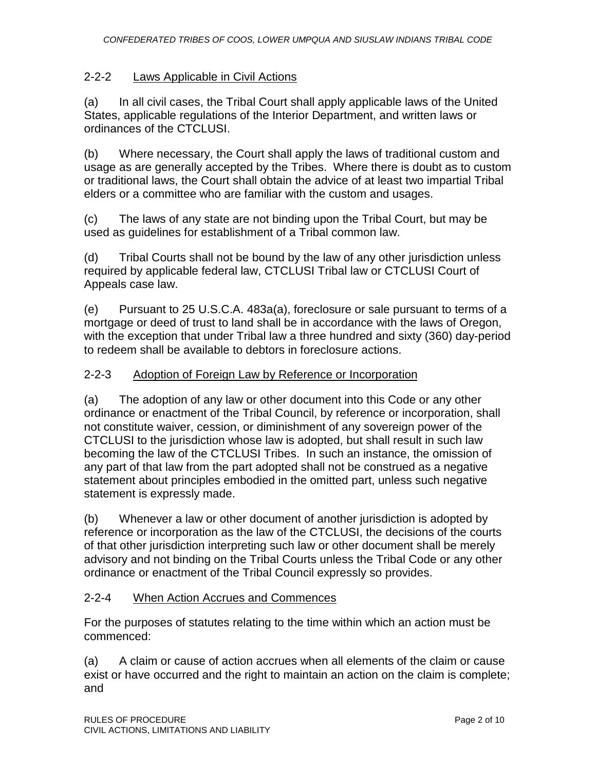## 2-2-2 Laws Applicable in Civil Actions

(a) In all civil cases, the Tribal Court shall apply applicable laws of the United States, applicable regulations of the Interior Department, and written laws or ordinances of the CTCLUSI.

(b) Where necessary, the Court shall apply the laws of traditional custom and usage as are generally accepted by the Tribes. Where there is doubt as to custom or traditional laws, the Court shall obtain the advice of at least two impartial Tribal elders or a committee who are familiar with the custom and usages.

(c) The laws of any state are not binding upon the Tribal Court, but may be used as guidelines for establishment of a Tribal common law.

(d) Tribal Courts shall not be bound by the law of any other jurisdiction unless required by applicable federal law, CTCLUSI Tribal law or CTCLUSI Court of Appeals case law.

(e) Pursuant to 25 U.S.C.A. 483a(a), foreclosure or sale pursuant to terms of a mortgage or deed of trust to land shall be in accordance with the laws of Oregon, with the exception that under Tribal law a three hundred and sixty (360) day-period to redeem shall be available to debtors in foreclosure actions.

## 2-2-3 Adoption of Foreign Law by Reference or Incorporation

(a) The adoption of any law or other document into this Code or any other ordinance or enactment of the Tribal Council, by reference or incorporation, shall not constitute waiver, cession, or diminishment of any sovereign power of the CTCLUSI to the jurisdiction whose law is adopted, but shall result in such law becoming the law of the CTCLUSI Tribes. In such an instance, the omission of any part of that law from the part adopted shall not be construed as a negative statement about principles embodied in the omitted part, unless such negative statement is expressly made.

(b) Whenever a law or other document of another jurisdiction is adopted by reference or incorporation as the law of the CTCLUSI, the decisions of the courts of that other jurisdiction interpreting such law or other document shall be merely advisory and not binding on the Tribal Courts unless the Tribal Code or any other ordinance or enactment of the Tribal Council expressly so provides.

## 2-2-4 When Action Accrues and Commences

For the purposes of statutes relating to the time within which an action must be commenced:

(a) A claim or cause of action accrues when all elements of the claim or cause exist or have occurred and the right to maintain an action on the claim is complete; and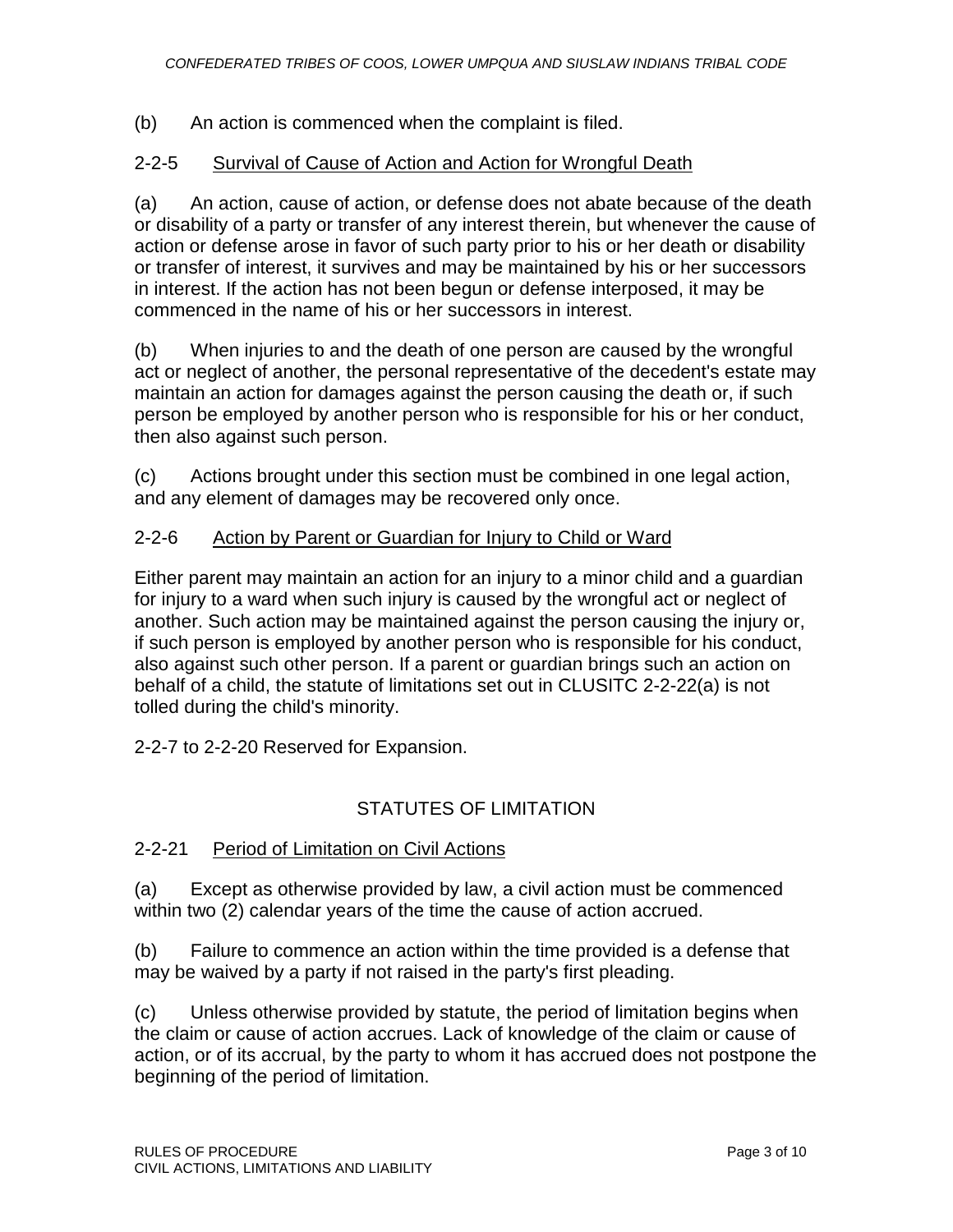(b) An action is commenced when the complaint is filed.

### 2-2-5 Survival of Cause of Action and Action for Wrongful Death

(a) An action, cause of action, or defense does not abate because of the death or disability of a party or transfer of any interest therein, but whenever the cause of action or defense arose in favor of such party prior to his or her death or disability or transfer of interest, it survives and may be maintained by his or her successors in interest. If the action has not been begun or defense interposed, it may be commenced in the name of his or her successors in interest.

(b) When injuries to and the death of one person are caused by the wrongful act or neglect of another, the personal representative of the decedent's estate may maintain an action for damages against the person causing the death or, if such person be employed by another person who is responsible for his or her conduct, then also against such person.

(c) Actions brought under this section must be combined in one legal action, and any element of damages may be recovered only once.

### 2-2-6 Action by Parent or Guardian for Injury to Child or Ward

Either parent may maintain an action for an injury to a minor child and a guardian for injury to a ward when such injury is caused by the wrongful act or neglect of another. Such action may be maintained against the person causing the injury or, if such person is employed by another person who is responsible for his conduct, also against such other person. If a parent or guardian brings such an action on behalf of a child, the statute of limitations set out in CLUSITC 2-2-22(a) is not tolled during the child's minority.

2-2-7 to 2-2-20 Reserved for Expansion.

## STATUTES OF LIMITATION

### 2-2-21 Period of Limitation on Civil Actions

(a) Except as otherwise provided by law, a civil action must be commenced within two (2) calendar years of the time the cause of action accrued.

(b) Failure to commence an action within the time provided is a defense that may be waived by a party if not raised in the party's first pleading.

(c) Unless otherwise provided by statute, the period of limitation begins when the claim or cause of action accrues. Lack of knowledge of the claim or cause of action, or of its accrual, by the party to whom it has accrued does not postpone the beginning of the period of limitation.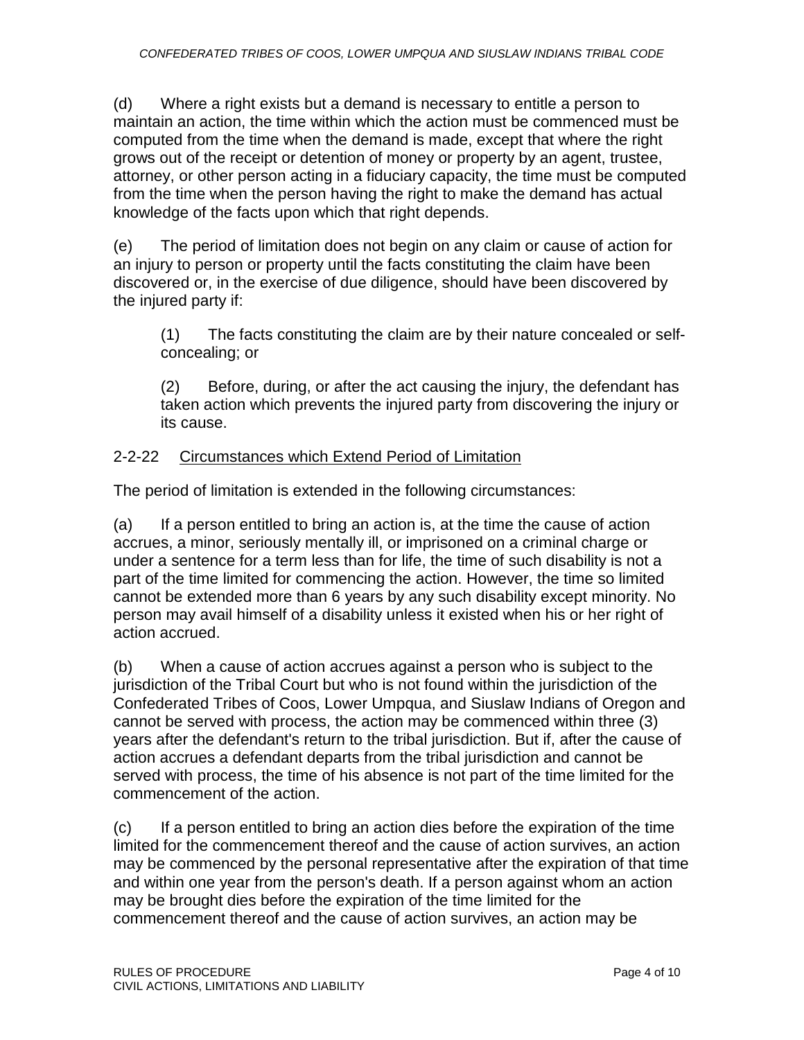(d) Where a right exists but a demand is necessary to entitle a person to maintain an action, the time within which the action must be commenced must be computed from the time when the demand is made, except that where the right grows out of the receipt or detention of money or property by an agent, trustee, attorney, or other person acting in a fiduciary capacity, the time must be computed from the time when the person having the right to make the demand has actual knowledge of the facts upon which that right depends.

(e) The period of limitation does not begin on any claim or cause of action for an injury to person or property until the facts constituting the claim have been discovered or, in the exercise of due diligence, should have been discovered by the injured party if:

> (1) The facts constituting the claim are by their nature concealed or self-concealing; or
>
> (2) Before, during, or after the act causing the injury, the defendant has taken action which prevents the injured party from discovering the injury or its cause.

### 2-2-22 Circumstances which Extend Period of Limitation

The period of limitation is extended in the following circumstances:

(a) If a person entitled to bring an action is, at the time the cause of action accrues, a minor, seriously mentally ill, or imprisoned on a criminal charge or under a sentence for a term less than for life, the time of such disability is not a part of the time limited for commencing the action. However, the time so limited cannot be extended more than 6 years by any such disability except minority. No person may avail himself of a disability unless it existed when his or her right of action accrued.

(b) When a cause of action accrues against a person who is subject to the jurisdiction of the Tribal Court but who is not found within the jurisdiction of the Confederated Tribes of Coos, Lower Umpqua, and Siuslaw Indians of Oregon and cannot be served with process, the action may be commenced within three (3) years after the defendant's return to the tribal jurisdiction. But if, after the cause of action accrues a defendant departs from the tribal jurisdiction and cannot be served with process, the time of his absence is not part of the time limited for the commencement of the action.

(c) If a person entitled to bring an action dies before the expiration of the time limited for the commencement thereof and the cause of action survives, an action may be commenced by the personal representative after the expiration of that time and within one year from the person's death. If a person against whom an action may be brought dies before the expiration of the time limited for the commencement thereof and the cause of action survives, an action may be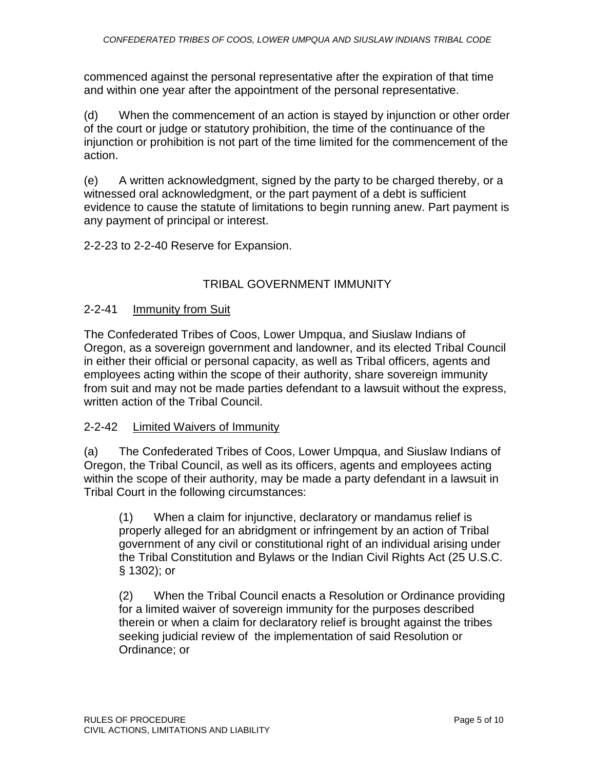commenced against the personal representative after the expiration of that time and within one year after the appointment of the personal representative.

(d) When the commencement of an action is stayed by injunction or other order of the court or judge or statutory prohibition, the time of the continuance of the injunction or prohibition is not part of the time limited for the commencement of the action.

(e) A written acknowledgment, signed by the party to be charged thereby, or a witnessed oral acknowledgment, or the part payment of a debt is sufficient evidence to cause the statute of limitations to begin running anew. Part payment is any payment of principal or interest.

2-2-23 to 2-2-40 Reserve for Expansion.

## TRIBAL GOVERNMENT IMMUNITY

### 2-2-41 Immunity from Suit

The Confederated Tribes of Coos, Lower Umpqua, and Siuslaw Indians of Oregon, as a sovereign government and landowner, and its elected Tribal Council in either their official or personal capacity, as well as Tribal officers, agents and employees acting within the scope of their authority, share sovereign immunity from suit and may not be made parties defendant to a lawsuit without the express, written action of the Tribal Council.

### 2-2-42 Limited Waivers of Immunity

(a) The Confederated Tribes of Coos, Lower Umpqua, and Siuslaw Indians of Oregon, the Tribal Council, as well as its officers, agents and employees acting within the scope of their authority, may be made a party defendant in a lawsuit in Tribal Court in the following circumstances:

(1) When a claim for injunctive, declaratory or mandamus relief is properly alleged for an abridgment or infringement by an action of Tribal government of any civil or constitutional right of an individual arising under the Tribal Constitution and Bylaws or the Indian Civil Rights Act (25 U.S.C. § 1302); or

(2) When the Tribal Council enacts a Resolution or Ordinance providing for a limited waiver of sovereign immunity for the purposes described therein or when a claim for declaratory relief is brought against the tribes seeking judicial review of the implementation of said Resolution or Ordinance; or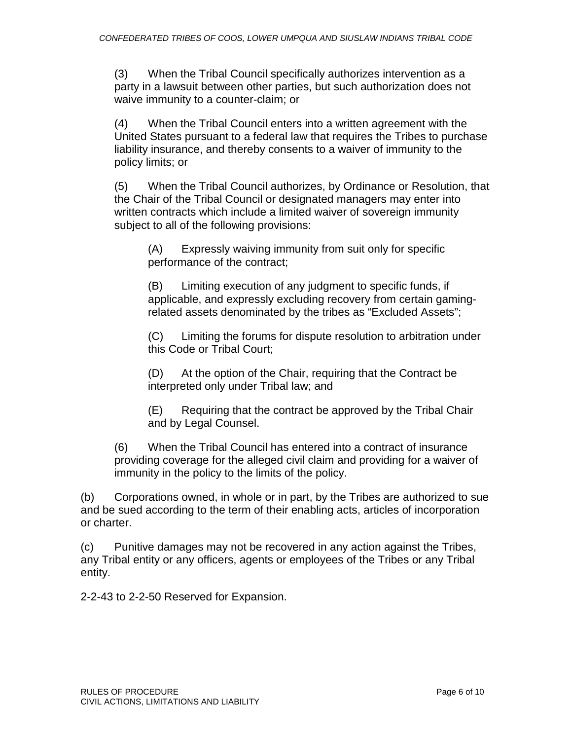(3) When the Tribal Council specifically authorizes intervention as a party in a lawsuit between other parties, but such authorization does not waive immunity to a counter-claim; or

(4) When the Tribal Council enters into a written agreement with the United States pursuant to a federal law that requires the Tribes to purchase liability insurance, and thereby consents to a waiver of immunity to the policy limits; or

(5) When the Tribal Council authorizes, by Ordinance or Resolution, that the Chair of the Tribal Council or designated managers may enter into written contracts which include a limited waiver of sovereign immunity subject to all of the following provisions:

(A) Expressly waiving immunity from suit only for specific performance of the contract;

(B) Limiting execution of any judgment to specific funds, if applicable, and expressly excluding recovery from certain gaming-related assets denominated by the tribes as "Excluded Assets";

(C) Limiting the forums for dispute resolution to arbitration under this Code or Tribal Court;

(D) At the option of the Chair, requiring that the Contract be interpreted only under Tribal law; and

(E) Requiring that the contract be approved by the Tribal Chair and by Legal Counsel.

(6) When the Tribal Council has entered into a contract of insurance providing coverage for the alleged civil claim and providing for a waiver of immunity in the policy to the limits of the policy.

(b) Corporations owned, in whole or in part, by the Tribes are authorized to sue and be sued according to the term of their enabling acts, articles of incorporation or charter.

(c) Punitive damages may not be recovered in any action against the Tribes, any Tribal entity or any officers, agents or employees of the Tribes or any Tribal entity.

2-2-43 to 2-2-50 Reserved for Expansion.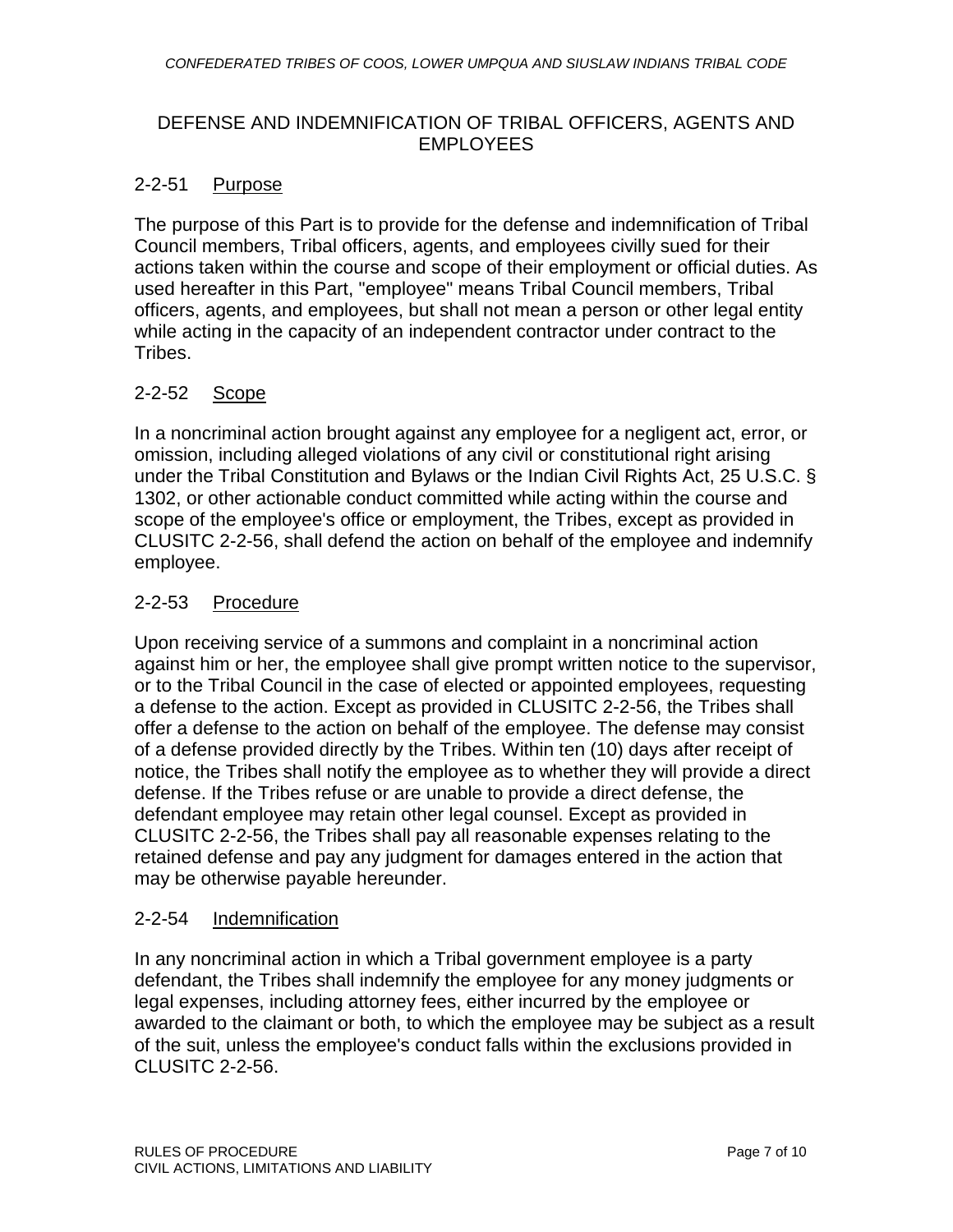## DEFENSE AND INDEMNIFICATION OF TRIBAL OFFICERS, AGENTS AND EMPLOYEES

### 2-2-51 Purpose

The purpose of this Part is to provide for the defense and indemnification of Tribal Council members, Tribal officers, agents, and employees civilly sued for their actions taken within the course and scope of their employment or official duties. As used hereafter in this Part, "employee" means Tribal Council members, Tribal officers, agents, and employees, but shall not mean a person or other legal entity while acting in the capacity of an independent contractor under contract to the Tribes.

### 2-2-52 Scope

In a noncriminal action brought against any employee for a negligent act, error, or omission, including alleged violations of any civil or constitutional right arising under the Tribal Constitution and Bylaws or the Indian Civil Rights Act, 25 U.S.C. § 1302, or other actionable conduct committed while acting within the course and scope of the employee's office or employment, the Tribes, except as provided in CLUSITC 2-2-56, shall defend the action on behalf of the employee and indemnify employee.

### 2-2-53 Procedure

Upon receiving service of a summons and complaint in a noncriminal action against him or her, the employee shall give prompt written notice to the supervisor, or to the Tribal Council in the case of elected or appointed employees, requesting a defense to the action. Except as provided in CLUSITC 2-2-56, the Tribes shall offer a defense to the action on behalf of the employee. The defense may consist of a defense provided directly by the Tribes. Within ten (10) days after receipt of notice, the Tribes shall notify the employee as to whether they will provide a direct defense. If the Tribes refuse or are unable to provide a direct defense, the defendant employee may retain other legal counsel. Except as provided in CLUSITC 2-2-56, the Tribes shall pay all reasonable expenses relating to the retained defense and pay any judgment for damages entered in the action that may be otherwise payable hereunder.

### 2-2-54 Indemnification

In any noncriminal action in which a Tribal government employee is a party defendant, the Tribes shall indemnify the employee for any money judgments or legal expenses, including attorney fees, either incurred by the employee or awarded to the claimant or both, to which the employee may be subject as a result of the suit, unless the employee's conduct falls within the exclusions provided in CLUSITC 2-2-56.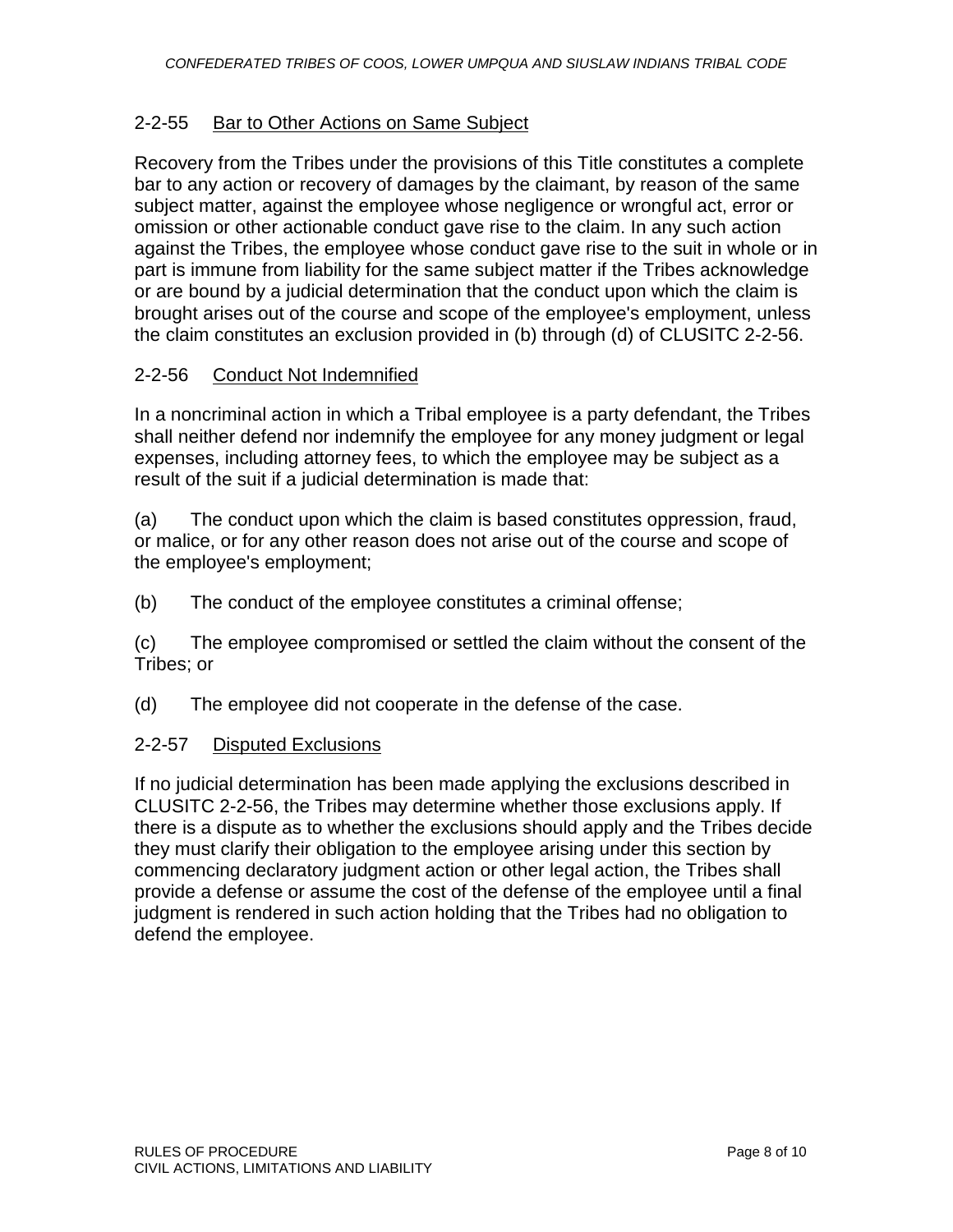## 2-2-55 Bar to Other Actions on Same Subject

Recovery from the Tribes under the provisions of this Title constitutes a complete bar to any action or recovery of damages by the claimant, by reason of the same subject matter, against the employee whose negligence or wrongful act, error or omission or other actionable conduct gave rise to the claim. In any such action against the Tribes, the employee whose conduct gave rise to the suit in whole or in part is immune from liability for the same subject matter if the Tribes acknowledge or are bound by a judicial determination that the conduct upon which the claim is brought arises out of the course and scope of the employee's employment, unless the claim constitutes an exclusion provided in (b) through (d) of CLUSITC 2-2-56.

## 2-2-56 Conduct Not Indemnified

In a noncriminal action in which a Tribal employee is a party defendant, the Tribes shall neither defend nor indemnify the employee for any money judgment or legal expenses, including attorney fees, to which the employee may be subject as a result of the suit if a judicial determination is made that:

(a) The conduct upon which the claim is based constitutes oppression, fraud, or malice, or for any other reason does not arise out of the course and scope of the employee's employment;

(b) The conduct of the employee constitutes a criminal offense;

(c) The employee compromised or settled the claim without the consent of the Tribes; or

(d) The employee did not cooperate in the defense of the case.

## 2-2-57 Disputed Exclusions

If no judicial determination has been made applying the exclusions described in CLUSITC 2-2-56, the Tribes may determine whether those exclusions apply. If there is a dispute as to whether the exclusions should apply and the Tribes decide they must clarify their obligation to the employee arising under this section by commencing declaratory judgment action or other legal action, the Tribes shall provide a defense or assume the cost of the defense of the employee until a final judgment is rendered in such action holding that the Tribes had no obligation to defend the employee.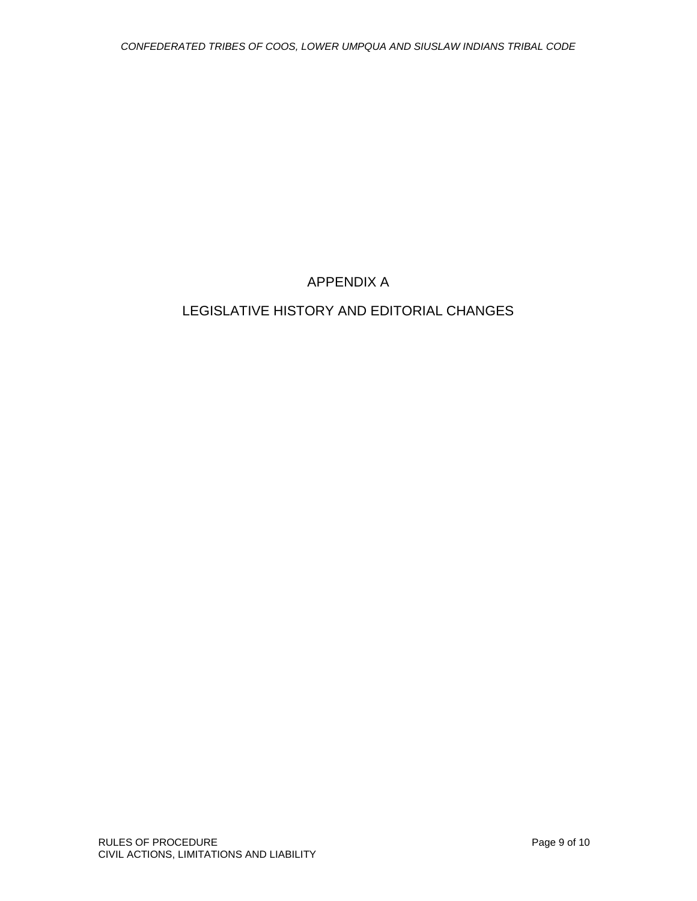# APPENDIX A

# LEGISLATIVE HISTORY AND EDITORIAL CHANGES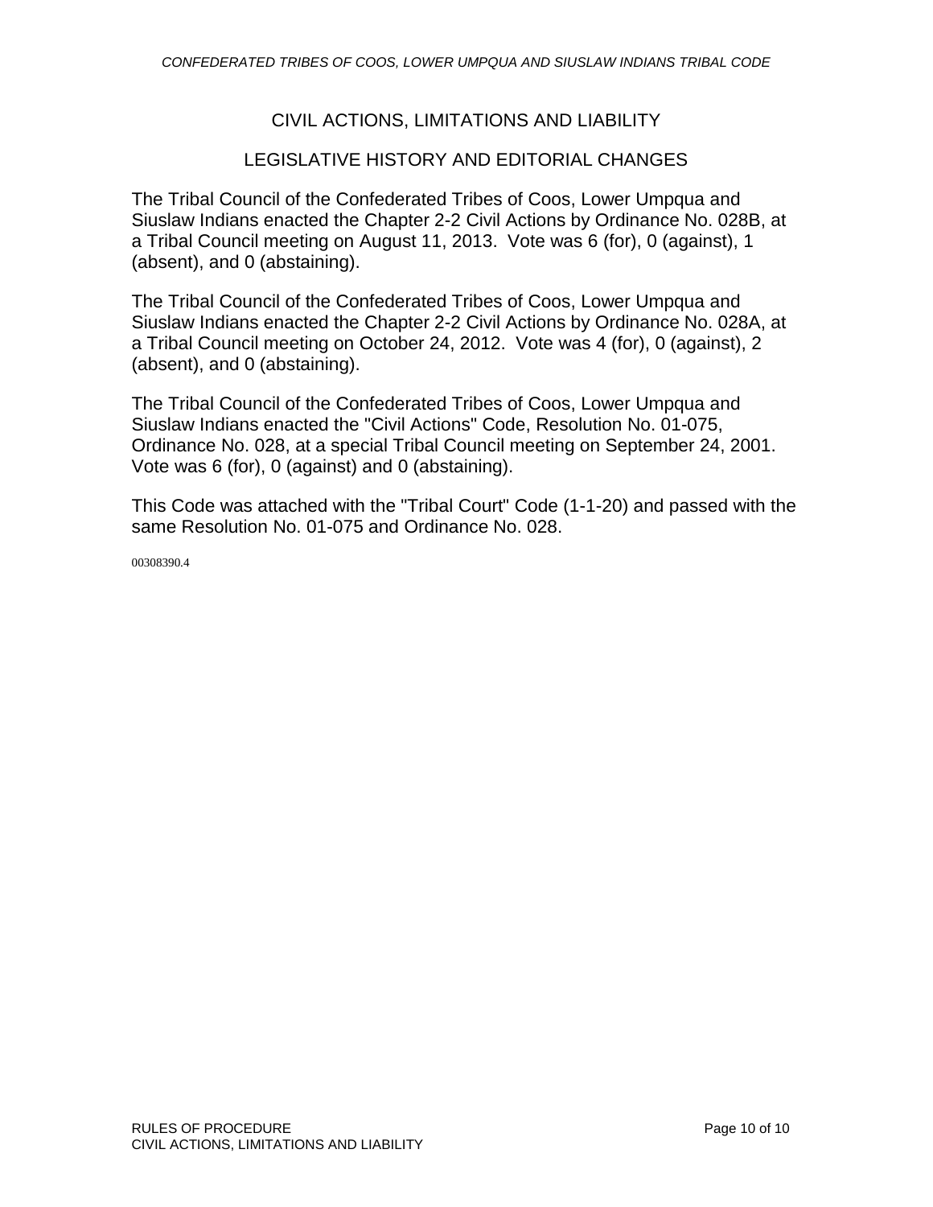## CIVIL ACTIONS, LIMITATIONS AND LIABILITY

### LEGISLATIVE HISTORY AND EDITORIAL CHANGES

The Tribal Council of the Confederated Tribes of Coos, Lower Umpqua and Siuslaw Indians enacted the Chapter 2-2 Civil Actions by Ordinance No. 028B, at a Tribal Council meeting on August 11, 2013. Vote was 6 (for), 0 (against), 1 (absent), and 0 (abstaining).

The Tribal Council of the Confederated Tribes of Coos, Lower Umpqua and Siuslaw Indians enacted the Chapter 2-2 Civil Actions by Ordinance No. 028A, at a Tribal Council meeting on October 24, 2012. Vote was 4 (for), 0 (against), 2 (absent), and 0 (abstaining).

The Tribal Council of the Confederated Tribes of Coos, Lower Umpqua and Siuslaw Indians enacted the "Civil Actions" Code, Resolution No. 01-075, Ordinance No. 028, at a special Tribal Council meeting on September 24, 2001. Vote was 6 (for), 0 (against) and 0 (abstaining).

This Code was attached with the "Tribal Court" Code (1-1-20) and passed with the same Resolution No. 01-075 and Ordinance No. 028.

00308390.4